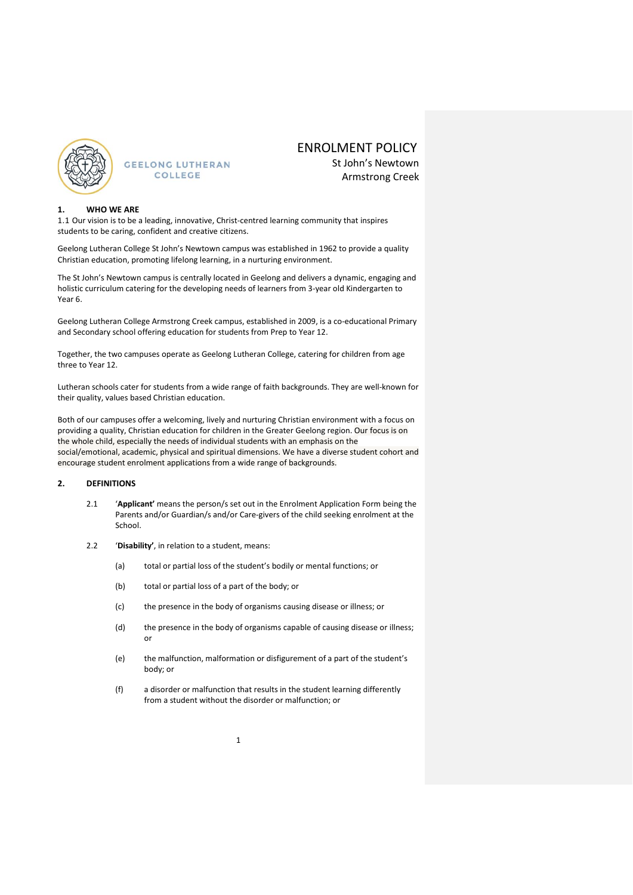GEELONG LUTHERAN COLLEGE

# ENROLMENT POLICY

St John's Newtown
Armstrong Creek

## 1. WHO WE ARE

1.1 Our vision is to be a leading, innovative, Christ-centred learning community that inspires students to be caring, confident and creative citizens.

Geelong Lutheran College St John's Newtown campus was established in 1962 to provide a quality Christian education, promoting lifelong learning, in a nurturing environment.

The St John's Newtown campus is centrally located in Geelong and delivers a dynamic, engaging and holistic curriculum catering for the developing needs of learners from 3-year old Kindergarten to Year 6.

Geelong Lutheran College Armstrong Creek campus, established in 2009, is a co-educational Primary and Secondary school offering education for students from Prep to Year 12.

Together, the two campuses operate as Geelong Lutheran College, catering for children from age three to Year 12.

Lutheran schools cater for students from a wide range of faith backgrounds. They are well-known for their quality, values based Christian education.

Both of our campuses offer a welcoming, lively and nurturing Christian environment with a focus on providing a quality, Christian education for children in the Greater Geelong region. Our focus is on the whole child, especially the needs of individual students with an emphasis on the social/emotional, academic, physical and spiritual dimensions. We have a diverse student cohort and encourage student enrolment applications from a wide range of backgrounds.

## 2. DEFINITIONS

2.1 '**Applicant**' means the person/s set out in the Enrolment Application Form being the Parents and/or Guardian/s and/or Care-givers of the child seeking enrolment at the School.

2.2 '**Disability**', in relation to a student, means:

(a) total or partial loss of the student's bodily or mental functions; or

(b) total or partial loss of a part of the body; or

(c) the presence in the body of organisms causing disease or illness; or

(d) the presence in the body of organisms capable of causing disease or illness; or

(e) the malfunction, malformation or disfigurement of a part of the student's body; or

(f) a disorder or malfunction that results in the student learning differently from a student without the disorder or malfunction; or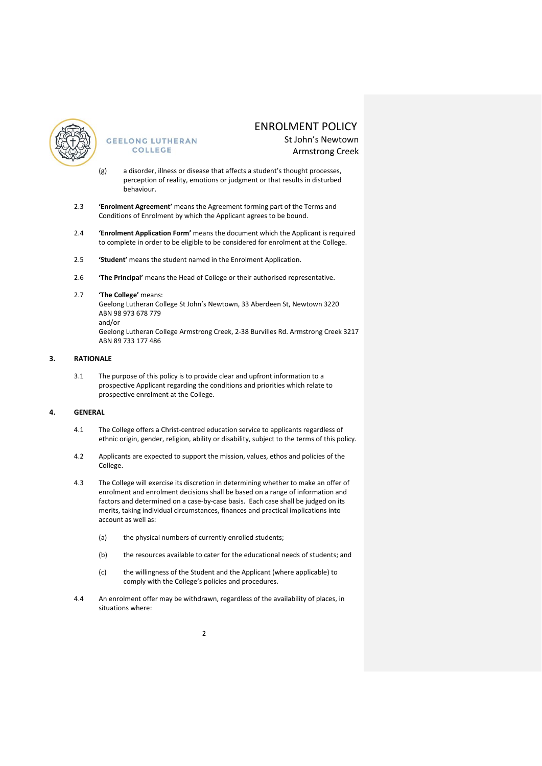(g) a disorder, illness or disease that affects a student's thought processes, perception of reality, emotions or judgment or that results in disturbed behaviour.

2.3 **'Enrolment Agreement'** means the Agreement forming part of the Terms and Conditions of Enrolment by which the Applicant agrees to be bound.

2.4 **'Enrolment Application Form'** means the document which the Applicant is required to complete in order to be eligible to be considered for enrolment at the College.

2.5 **'Student'** means the student named in the Enrolment Application.

2.6 **'The Principal'** means the Head of College or their authorised representative.

2.7 **'The College'** means:
Geelong Lutheran College St John's Newtown, 33 Aberdeen St, Newtown 3220
ABN 98 973 678 779
and/or
Geelong Lutheran College Armstrong Creek, 2-38 Burvilles Rd. Armstrong Creek 3217
ABN 89 733 177 486

## 3. RATIONALE

3.1 The purpose of this policy is to provide clear and upfront information to a prospective Applicant regarding the conditions and priorities which relate to prospective enrolment at the College.

## 4. GENERAL

4.1 The College offers a Christ-centred education service to applicants regardless of ethnic origin, gender, religion, ability or disability, subject to the terms of this policy.

4.2 Applicants are expected to support the mission, values, ethos and policies of the College.

4.3 The College will exercise its discretion in determining whether to make an offer of enrolment and enrolment decisions shall be based on a range of information and factors and determined on a case-by-case basis. Each case shall be judged on its merits, taking individual circumstances, finances and practical implications into account as well as:

(a) the physical numbers of currently enrolled students;

(b) the resources available to cater for the educational needs of students; and

(c) the willingness of the Student and the Applicant (where applicable) to comply with the College's policies and procedures.

4.4 An enrolment offer may be withdrawn, regardless of the availability of places, in situations where: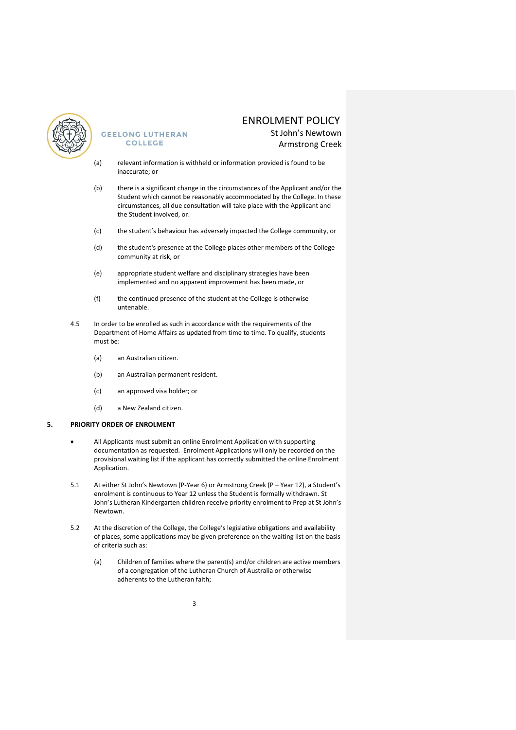(a) relevant information is withheld or information provided is found to be inaccurate; or

(b) there is a significant change in the circumstances of the Applicant and/or the Student which cannot be reasonably accommodated by the College. In these circumstances, all due consultation will take place with the Applicant and the Student involved, or.

(c) the student's behaviour has adversely impacted the College community, or

(d) the student's presence at the College places other members of the College community at risk, or

(e) appropriate student welfare and disciplinary strategies have been implemented and no apparent improvement has been made, or

(f) the continued presence of the student at the College is otherwise untenable.

4.5 In order to be enrolled as such in accordance with the requirements of the Department of Home Affairs as updated from time to time. To qualify, students must be:

(a) an Australian citizen.

(b) an Australian permanent resident.

(c) an approved visa holder; or

(d) a New Zealand citizen.

## 5. PRIORITY ORDER OF ENROLMENT

- All Applicants must submit an online Enrolment Application with supporting documentation as requested. Enrolment Applications will only be recorded on the provisional waiting list if the applicant has correctly submitted the online Enrolment Application.

5.1 At either St John's Newtown (P-Year 6) or Armstrong Creek (P – Year 12), a Student's enrolment is continuous to Year 12 unless the Student is formally withdrawn. St John's Lutheran Kindergarten children receive priority enrolment to Prep at St John's Newtown.

5.2 At the discretion of the College, the College's legislative obligations and availability of places, some applications may be given preference on the waiting list on the basis of criteria such as:

(a) Children of families where the parent(s) and/or children are active members of a congregation of the Lutheran Church of Australia or otherwise adherents to the Lutheran faith;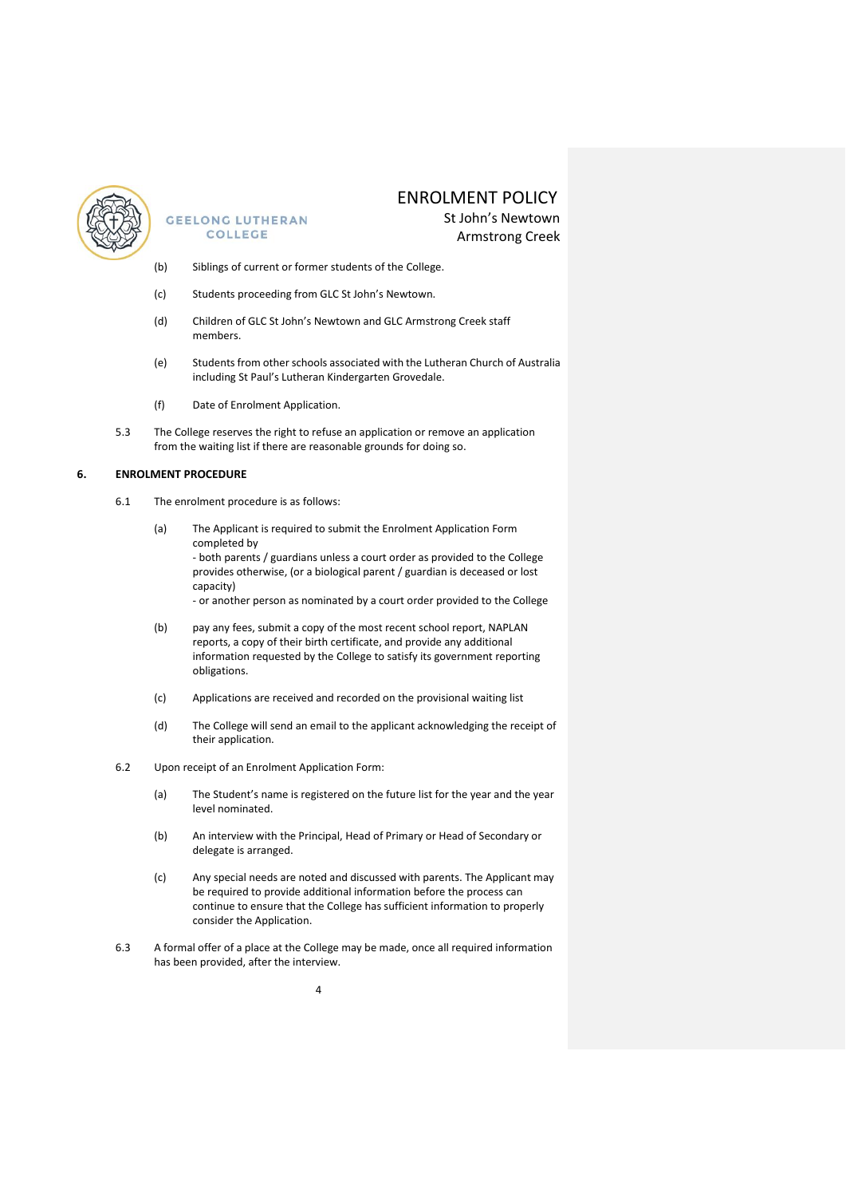(b) Siblings of current or former students of the College.

(c) Students proceeding from GLC St John's Newtown.

(d) Children of GLC St John's Newtown and GLC Armstrong Creek staff members.

(e) Students from other schools associated with the Lutheran Church of Australia including St Paul's Lutheran Kindergarten Grovedale.

(f) Date of Enrolment Application.

5.3 The College reserves the right to refuse an application or remove an application from the waiting list if there are reasonable grounds for doing so.

## 6. ENROLMENT PROCEDURE

6.1 The enrolment procedure is as follows:

(a) The Applicant is required to submit the Enrolment Application Form completed by
- both parents / guardians unless a court order as provided to the College provides otherwise, (or a biological parent / guardian is deceased or lost capacity)
- or another person as nominated by a court order provided to the College

(b) pay any fees, submit a copy of the most recent school report, NAPLAN reports, a copy of their birth certificate, and provide any additional information requested by the College to satisfy its government reporting obligations.

(c) Applications are received and recorded on the provisional waiting list

(d) The College will send an email to the applicant acknowledging the receipt of their application.

6.2 Upon receipt of an Enrolment Application Form:

(a) The Student's name is registered on the future list for the year and the year level nominated.

(b) An interview with the Principal, Head of Primary or Head of Secondary or delegate is arranged.

(c) Any special needs are noted and discussed with parents. The Applicant may be required to provide additional information before the process can continue to ensure that the College has sufficient information to properly consider the Application.

6.3 A formal offer of a place at the College may be made, once all required information has been provided, after the interview.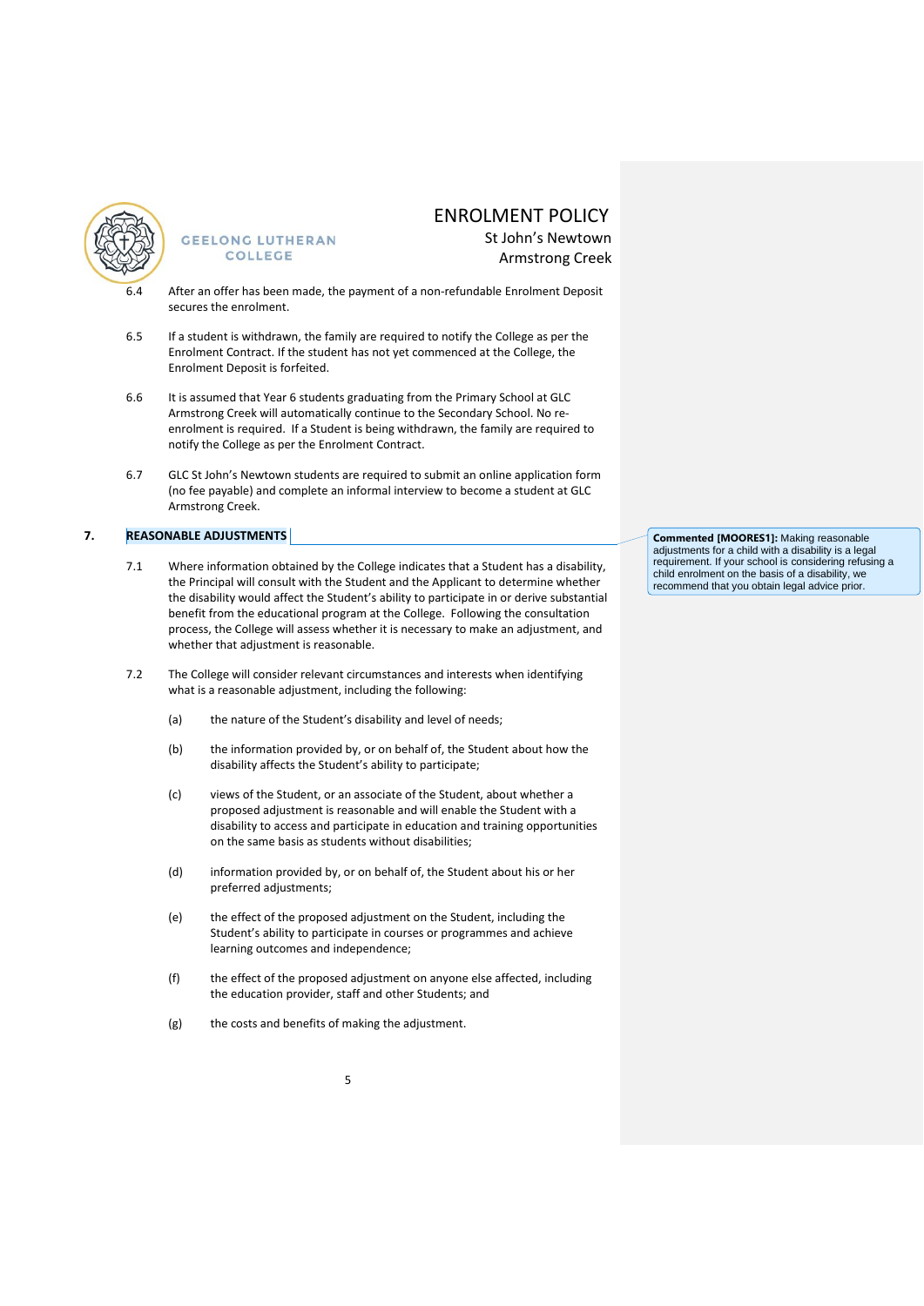6.4 After an offer has been made, the payment of a non-refundable Enrolment Deposit secures the enrolment.

6.5 If a student is withdrawn, the family are required to notify the College as per the Enrolment Contract. If the student has not yet commenced at the College, the Enrolment Deposit is forfeited.

6.6 It is assumed that Year 6 students graduating from the Primary School at GLC Armstrong Creek will automatically continue to the Secondary School. No re-enrolment is required. If a Student is being withdrawn, the family are required to notify the College as per the Enrolment Contract.

6.7 GLC St John's Newtown students are required to submit an online application form (no fee payable) and complete an informal interview to become a student at GLC Armstrong Creek.

## 7. REASONABLE ADJUSTMENTS

> **Commented [MOORES1]:** Making reasonable adjustments for a child with a disability is a legal requirement. If your school is considering refusing a child enrolment on the basis of a disability, we recommend that you obtain legal advice prior.

7.1 Where information obtained by the College indicates that a Student has a disability, the Principal will consult with the Student and the Applicant to determine whether the disability would affect the Student's ability to participate in or derive substantial benefit from the educational program at the College. Following the consultation process, the College will assess whether it is necessary to make an adjustment, and whether that adjustment is reasonable.

7.2 The College will consider relevant circumstances and interests when identifying what is a reasonable adjustment, including the following:

(a) the nature of the Student's disability and level of needs;

(b) the information provided by, or on behalf of, the Student about how the disability affects the Student's ability to participate;

(c) views of the Student, or an associate of the Student, about whether a proposed adjustment is reasonable and will enable the Student with a disability to access and participate in education and training opportunities on the same basis as students without disabilities;

(d) information provided by, or on behalf of, the Student about his or her preferred adjustments;

(e) the effect of the proposed adjustment on the Student, including the Student's ability to participate in courses or programmes and achieve learning outcomes and independence;

(f) the effect of the proposed adjustment on anyone else affected, including the education provider, staff and other Students; and

(g) the costs and benefits of making the adjustment.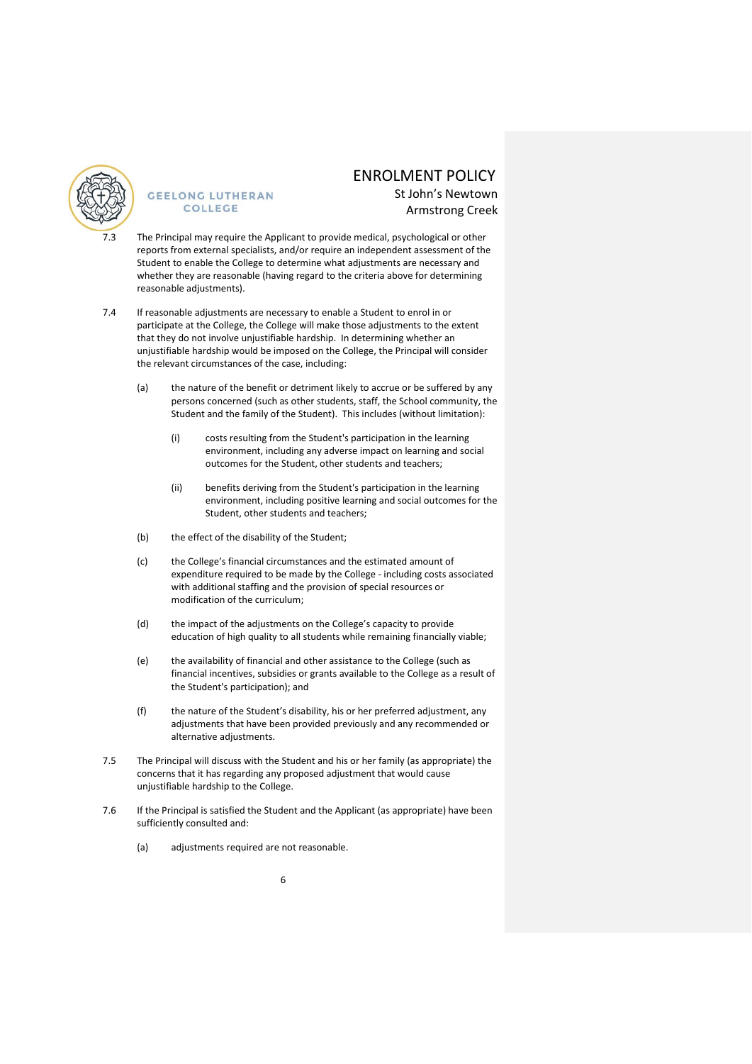7.3 The Principal may require the Applicant to provide medical, psychological or other reports from external specialists, and/or require an independent assessment of the Student to enable the College to determine what adjustments are necessary and whether they are reasonable (having regard to the criteria above for determining reasonable adjustments).

7.4 If reasonable adjustments are necessary to enable a Student to enrol in or participate at the College, the College will make those adjustments to the extent that they do not involve unjustifiable hardship. In determining whether an unjustifiable hardship would be imposed on the College, the Principal will consider the relevant circumstances of the case, including:

(a) the nature of the benefit or detriment likely to accrue or be suffered by any persons concerned (such as other students, staff, the School community, the Student and the family of the Student). This includes (without limitation):

(i) costs resulting from the Student's participation in the learning environment, including any adverse impact on learning and social outcomes for the Student, other students and teachers;

(ii) benefits deriving from the Student's participation in the learning environment, including positive learning and social outcomes for the Student, other students and teachers;

(b) the effect of the disability of the Student;

(c) the College's financial circumstances and the estimated amount of expenditure required to be made by the College - including costs associated with additional staffing and the provision of special resources or modification of the curriculum;

(d) the impact of the adjustments on the College's capacity to provide education of high quality to all students while remaining financially viable;

(e) the availability of financial and other assistance to the College (such as financial incentives, subsidies or grants available to the College as a result of the Student's participation); and

(f) the nature of the Student's disability, his or her preferred adjustment, any adjustments that have been provided previously and any recommended or alternative adjustments.

7.5 The Principal will discuss with the Student and his or her family (as appropriate) the concerns that it has regarding any proposed adjustment that would cause unjustifiable hardship to the College.

7.6 If the Principal is satisfied the Student and the Applicant (as appropriate) have been sufficiently consulted and:

(a) adjustments required are not reasonable.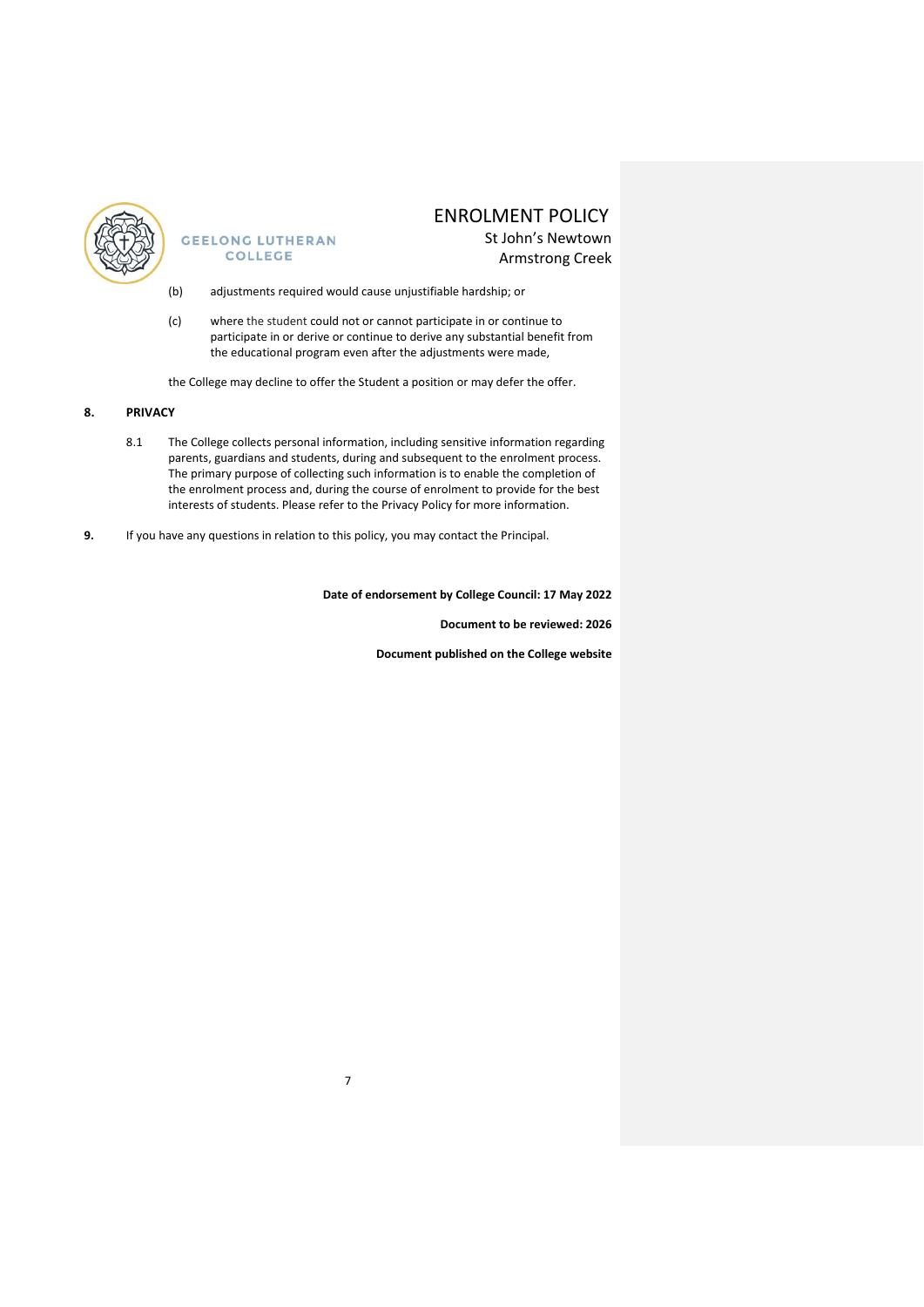(b) adjustments required would cause unjustifiable hardship; or

(c) where the student could not or cannot participate in or continue to participate in or derive or continue to derive any substantial benefit from the educational program even after the adjustments were made,

the College may decline to offer the Student a position or may defer the offer.

**8. PRIVACY**

8.1 The College collects personal information, including sensitive information regarding parents, guardians and students, during and subsequent to the enrolment process. The primary purpose of collecting such information is to enable the completion of the enrolment process and, during the course of enrolment to provide for the best interests of students. Please refer to the Privacy Policy for more information.

**9.** If you have any questions in relation to this policy, you may contact the Principal.

**Date of endorsement by College Council: 17 May 2022**

**Document to be reviewed: 2026**

**Document published on the College website**